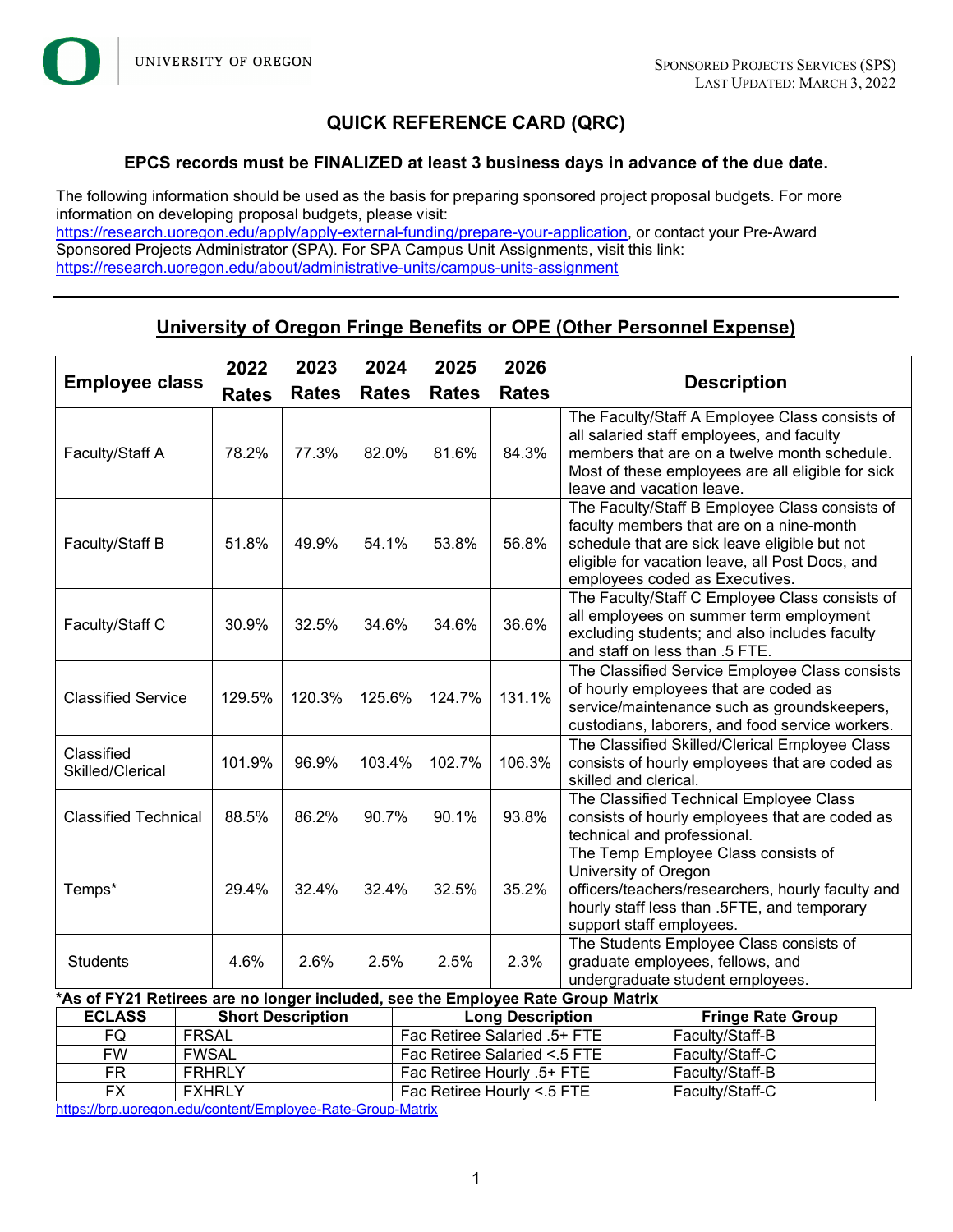UNIVERSITY OF OREGON

SPONSORED PROJECTS SERVICES (SPS)
LAST UPDATED: MARCH 3, 2022

# QUICK REFERENCE CARD (QRC)

**EPCS records must be FINALIZED at least 3 business days in advance of the due date.**

The following information should be used as the basis for preparing sponsored project proposal budgets. For more information on developing proposal budgets, please visit: https://research.uoregon.edu/apply/apply-external-funding/prepare-your-application, or contact your Pre-Award Sponsored Projects Administrator (SPA). For SPA Campus Unit Assignments, visit this link: https://research.uoregon.edu/about/administrative-units/campus-units-assignment

---

## University of Oregon Fringe Benefits or OPE (Other Personnel Expense)

| Employee class | 2022 Rates | 2023 Rates | 2024 Rates | 2025 Rates | 2026 Rates | Description |
|---|---|---|---|---|---|---|
| Faculty/Staff A | 78.2% | 77.3% | 82.0% | 81.6% | 84.3% | The Faculty/Staff A Employee Class consists of all salaried staff employees, and faculty members that are on a twelve month schedule. Most of these employees are all eligible for sick leave and vacation leave. |
| Faculty/Staff B | 51.8% | 49.9% | 54.1% | 53.8% | 56.8% | The Faculty/Staff B Employee Class consists of faculty members that are on a nine-month schedule that are sick leave eligible but not eligible for vacation leave, all Post Docs, and employees coded as Executives. |
| Faculty/Staff C | 30.9% | 32.5% | 34.6% | 34.6% | 36.6% | The Faculty/Staff C Employee Class consists of all employees on summer term employment excluding students; and also includes faculty and staff on less than .5 FTE. |
| Classified Service | 129.5% | 120.3% | 125.6% | 124.7% | 131.1% | The Classified Service Employee Class consists of hourly employees that are coded as service/maintenance such as groundskeepers, custodians, laborers, and food service workers. |
| Classified Skilled/Clerical | 101.9% | 96.9% | 103.4% | 102.7% | 106.3% | The Classified Skilled/Clerical Employee Class consists of hourly employees that are coded as skilled and clerical. |
| Classified Technical | 88.5% | 86.2% | 90.7% | 90.1% | 93.8% | The Classified Technical Employee Class consists of hourly employees that are coded as technical and professional. |
| Temps* | 29.4% | 32.4% | 32.4% | 32.5% | 35.2% | The Temp Employee Class consists of University of Oregon officers/teachers/researchers, hourly faculty and hourly staff less than .5FTE, and temporary support staff employees. |
| Students | 4.6% | 2.6% | 2.5% | 2.5% | 2.3% | The Students Employee Class consists of graduate employees, fellows, and undergraduate student employees. |

**\*As of FY21 Retirees are no longer included, see the Employee Rate Group Matrix**

| ECLASS | Short Description | Long Description | Fringe Rate Group |
|---|---|---|---|
| FQ | FRSAL | Fac Retiree Salaried .5+ FTE | Faculty/Staff-B |
| FW | FWSAL | Fac Retiree Salaried <.5 FTE | Faculty/Staff-C |
| FR | FRHRLY | Fac Retiree Hourly .5+ FTE | Faculty/Staff-B |
| FX | FXHRLY | Fac Retiree Hourly <.5 FTE | Faculty/Staff-C |

https://brp.uoregon.edu/content/Employee-Rate-Group-Matrix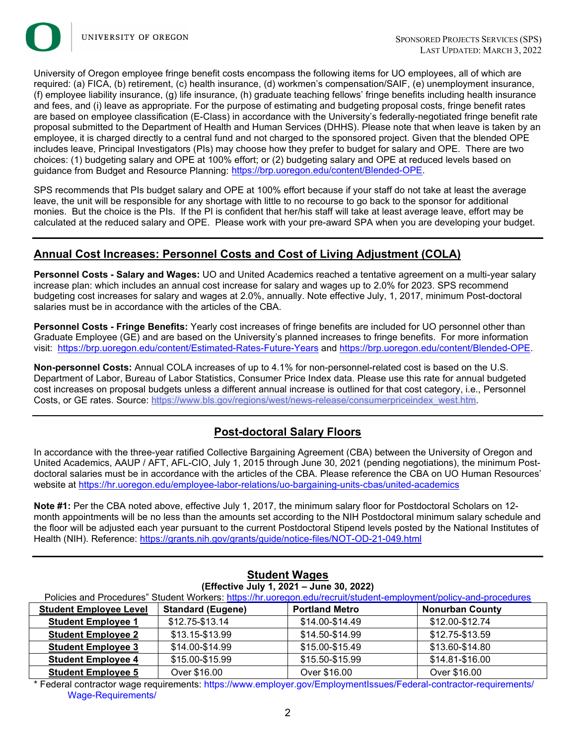University of Oregon employee fringe benefit costs encompass the following items for UO employees, all of which are required: (a) FICA, (b) retirement, (c) health insurance, (d) workmen's compensation/SAIF, (e) unemployment insurance, (f) employee liability insurance, (g) life insurance, (h) graduate teaching fellows' fringe benefits including health insurance and fees, and (i) leave as appropriate. For the purpose of estimating and budgeting proposal costs, fringe benefit rates are based on employee classification (E-Class) in accordance with the University's federally-negotiated fringe benefit rate proposal submitted to the Department of Health and Human Services (DHHS). Please note that when leave is taken by an employee, it is charged directly to a central fund and not charged to the sponsored project. Given that the blended OPE includes leave, Principal Investigators (PIs) may choose how they prefer to budget for salary and OPE. There are two choices: (1) budgeting salary and OPE at 100% effort; or (2) budgeting salary and OPE at reduced levels based on guidance from Budget and Resource Planning: https://brp.uoregon.edu/content/Blended-OPE.

SPS recommends that PIs budget salary and OPE at 100% effort because if your staff do not take at least the average leave, the unit will be responsible for any shortage with little to no recourse to go back to the sponsor for additional monies. But the choice is the PIs. If the PI is confident that her/his staff will take at least average leave, effort may be calculated at the reduced salary and OPE. Please work with your pre-award SPA when you are developing your budget.

---

## Annual Cost Increases: Personnel Costs and Cost of Living Adjustment (COLA)

**Personnel Costs - Salary and Wages:** UO and United Academics reached a tentative agreement on a multi-year salary increase plan: which includes an annual cost increase for salary and wages up to 2.0% for 2023. SPS recommend budgeting cost increases for salary and wages at 2.0%, annually. Note effective July, 1, 2017, minimum Post-doctoral salaries must be in accordance with the articles of the CBA.

**Personnel Costs - Fringe Benefits:** Yearly cost increases of fringe benefits are included for UO personnel other than Graduate Employee (GE) and are based on the University's planned increases to fringe benefits. For more information visit: https://brp.uoregon.edu/content/Estimated-Rates-Future-Years and https://brp.uoregon.edu/content/Blended-OPE.

**Non-personnel Costs:** Annual COLA increases of up to 4.1% for non-personnel-related cost is based on the U.S. Department of Labor, Bureau of Labor Statistics, Consumer Price Index data. Please use this rate for annual budgeted cost increases on proposal budgets unless a different annual increase is outlined for that cost category, i.e., Personnel Costs, or GE rates. Source: https://www.bls.gov/regions/west/news-release/consumerpriceindex_west.htm.

---

## Post-doctoral Salary Floors

In accordance with the three-year ratified Collective Bargaining Agreement (CBA) between the University of Oregon and United Academics, AAUP / AFT, AFL-CIO, July 1, 2015 through June 30, 2021 (pending negotiations), the minimum Post-doctoral salaries must be in accordance with the articles of the CBA. Please reference the CBA on UO Human Resources' website at https://hr.uoregon.edu/employee-labor-relations/uo-bargaining-units-cbas/united-academics

**Note #1:** Per the CBA noted above, effective July 1, 2017, the minimum salary floor for Postdoctoral Scholars on 12-month appointments will be no less than the amounts set according to the NIH Postdoctoral minimum salary schedule and the floor will be adjusted each year pursuant to the current Postdoctoral Stipend levels posted by the National Institutes of Health (NIH). Reference: https://grants.nih.gov/grants/guide/notice-files/NOT-OD-21-049.html

---

## Student Wages

**(Effective July 1, 2021 – June 30, 2022)**

Policies and Procedures" Student Workers: https://hr.uoregon.edu/recruit/student-employment/policy-and-procedures

| Student Employee Level | Standard (Eugene) | Portland Metro | Nonurban County |
|---|---|---|---|
| Student Employee 1 | $12.75-$13.14 | $14.00-$14.49 | $12.00-$12.74 |
| Student Employee 2 | $13.15-$13.99 | $14.50-$14.99 | $12.75-$13.59 |
| Student Employee 3 | $14.00-$14.99 | $15.00-$15.49 | $13.60-$14.80 |
| Student Employee 4 | $15.00-$15.99 | $15.50-$15.99 | $14.81-$16.00 |
| Student Employee 5 | Over $16.00 | Over $16.00 | Over $16.00 |

* Federal contractor wage requirements: https://www.employer.gov/EmploymentIssues/Federal-contractor-requirements/Wage-Requirements/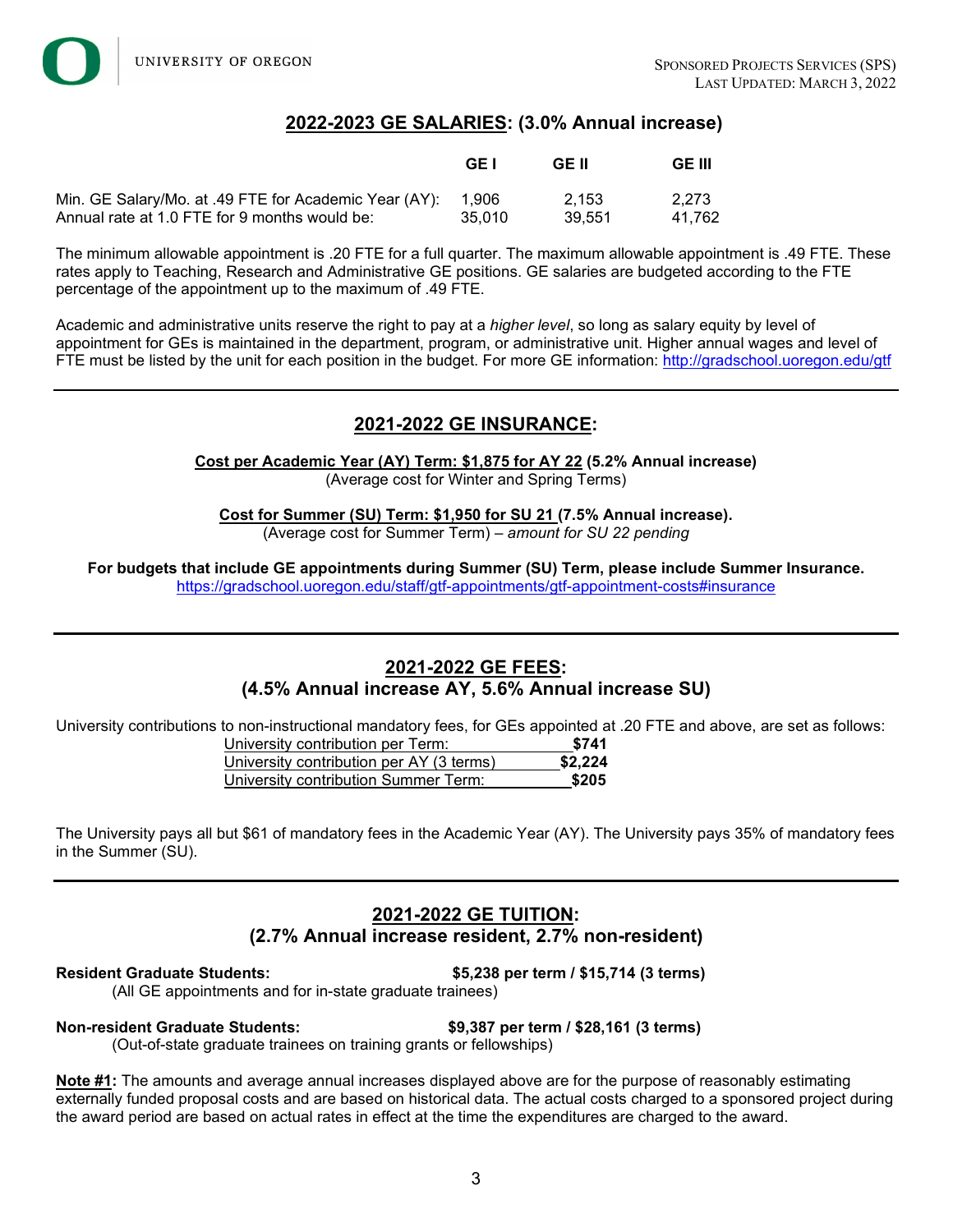## 2022-2023 GE SALARIES: (3.0% Annual increase)

| | GE I | GE II | GE III |
|---|---|---|---|
| Min. GE Salary/Mo. at .49 FTE for Academic Year (AY): | 1,906 | 2,153 | 2,273 |
| Annual rate at 1.0 FTE for 9 months would be: | 35,010 | 39,551 | 41,762 |

The minimum allowable appointment is .20 FTE for a full quarter. The maximum allowable appointment is .49 FTE. These rates apply to Teaching, Research and Administrative GE positions. GE salaries are budgeted according to the FTE percentage of the appointment up to the maximum of .49 FTE.

Academic and administrative units reserve the right to pay at a *higher level*, so long as salary equity by level of appointment for GEs is maintained in the department, program, or administrative unit. Higher annual wages and level of FTE must be listed by the unit for each position in the budget. For more GE information: http://gradschool.uoregon.edu/gtf

---

## 2021-2022 GE INSURANCE:

**Cost per Academic Year (AY) Term: $1,875 for AY 22 (5.2% Annual increase)**
(Average cost for Winter and Spring Terms)

**Cost for Summer (SU) Term: $1,950 for SU 21 (7.5% Annual increase).**
(Average cost for Summer Term) – *amount for SU 22 pending*

**For budgets that include GE appointments during Summer (SU) Term, please include Summer Insurance.**
https://gradschool.uoregon.edu/staff/gtf-appointments/gtf-appointment-costs#insurance

---

## 2021-2022 GE FEES:
## (4.5% Annual increase AY, 5.6% Annual increase SU)

University contributions to non-instructional mandatory fees, for GEs appointed at .20 FTE and above, are set as follows:

| | |
|---|---|
| University contribution per Term: | **$741** |
| University contribution per AY (3 terms) | **$2,224** |
| University contribution Summer Term: | **$205** |

The University pays all but $61 of mandatory fees in the Academic Year (AY). The University pays 35% of mandatory fees in the Summer (SU).

---

## 2021-2022 GE TUITION:
## (2.7% Annual increase resident, 2.7% non-resident)

**Resident Graduate Students:** **$5,238 per term / $15,714 (3 terms)**
(All GE appointments and for in-state graduate trainees)

**Non-resident Graduate Students:** **$9,387 per term / $28,161 (3 terms)**
(Out-of-state graduate trainees on training grants or fellowships)

**Note #1:** The amounts and average annual increases displayed above are for the purpose of reasonably estimating externally funded proposal costs and are based on historical data. The actual costs charged to a sponsored project during the award period are based on actual rates in effect at the time the expenditures are charged to the award.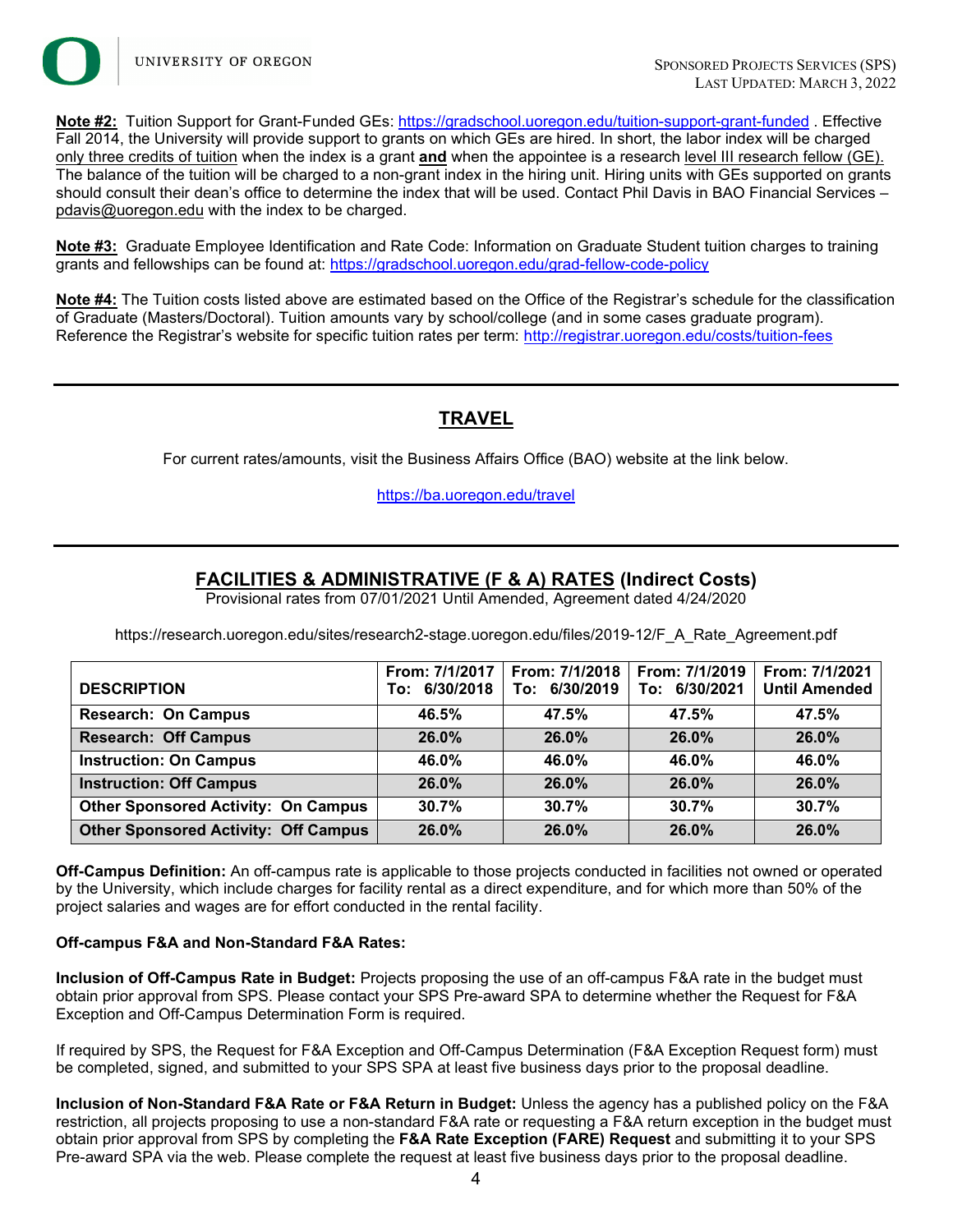**Note #2:** Tuition Support for Grant-Funded GEs: https://gradschool.uoregon.edu/tuition-support-grant-funded . Effective Fall 2014, the University will provide support to grants on which GEs are hired. In short, the labor index will be charged only three credits of tuition when the index is a grant **and** when the appointee is a research level III research fellow (GE). The balance of the tuition will be charged to a non-grant index in the hiring unit. Hiring units with GEs supported on grants should consult their dean's office to determine the index that will be used. Contact Phil Davis in BAO Financial Services – pdavis@uoregon.edu with the index to be charged.

**Note #3:** Graduate Employee Identification and Rate Code: Information on Graduate Student tuition charges to training grants and fellowships can be found at: https://gradschool.uoregon.edu/grad-fellow-code-policy

**Note #4:** The Tuition costs listed above are estimated based on the Office of the Registrar's schedule for the classification of Graduate (Masters/Doctoral). Tuition amounts vary by school/college (and in some cases graduate program). Reference the Registrar's website for specific tuition rates per term: http://registrar.uoregon.edu/costs/tuition-fees

---

## TRAVEL

For current rates/amounts, visit the Business Affairs Office (BAO) website at the link below.

https://ba.uoregon.edu/travel

---

## FACILITIES & ADMINISTRATIVE (F & A) RATES (Indirect Costs)

Provisional rates from 07/01/2021 Until Amended, Agreement dated 4/24/2020

https://research.uoregon.edu/sites/research2-stage.uoregon.edu/files/2019-12/F_A_Rate_Agreement.pdf

| DESCRIPTION | From: 7/1/2017 To: 6/30/2018 | From: 7/1/2018 To: 6/30/2019 | From: 7/1/2019 To: 6/30/2021 | From: 7/1/2021 Until Amended |
|---|---|---|---|---|
| Research: On Campus | 46.5% | 47.5% | 47.5% | 47.5% |
| Research: Off Campus | 26.0% | 26.0% | 26.0% | 26.0% |
| Instruction: On Campus | 46.0% | 46.0% | 46.0% | 46.0% |
| Instruction: Off Campus | 26.0% | 26.0% | 26.0% | 26.0% |
| Other Sponsored Activity: On Campus | 30.7% | 30.7% | 30.7% | 30.7% |
| Other Sponsored Activity: Off Campus | 26.0% | 26.0% | 26.0% | 26.0% |

**Off-Campus Definition:** An off-campus rate is applicable to those projects conducted in facilities not owned or operated by the University, which include charges for facility rental as a direct expenditure, and for which more than 50% of the project salaries and wages are for effort conducted in the rental facility.

**Off-campus F&A and Non-Standard F&A Rates:**

**Inclusion of Off-Campus Rate in Budget:** Projects proposing the use of an off-campus F&A rate in the budget must obtain prior approval from SPS. Please contact your SPS Pre-award SPA to determine whether the Request for F&A Exception and Off-Campus Determination Form is required.

If required by SPS, the Request for F&A Exception and Off-Campus Determination (F&A Exception Request form) must be completed, signed, and submitted to your SPS SPA at least five business days prior to the proposal deadline.

**Inclusion of Non-Standard F&A Rate or F&A Return in Budget:** Unless the agency has a published policy on the F&A restriction, all projects proposing to use a non-standard F&A rate or requesting a F&A return exception in the budget must obtain prior approval from SPS by completing the **F&A Rate Exception (FARE) Request** and submitting it to your SPS Pre-award SPA via the web. Please complete the request at least five business days prior to the proposal deadline.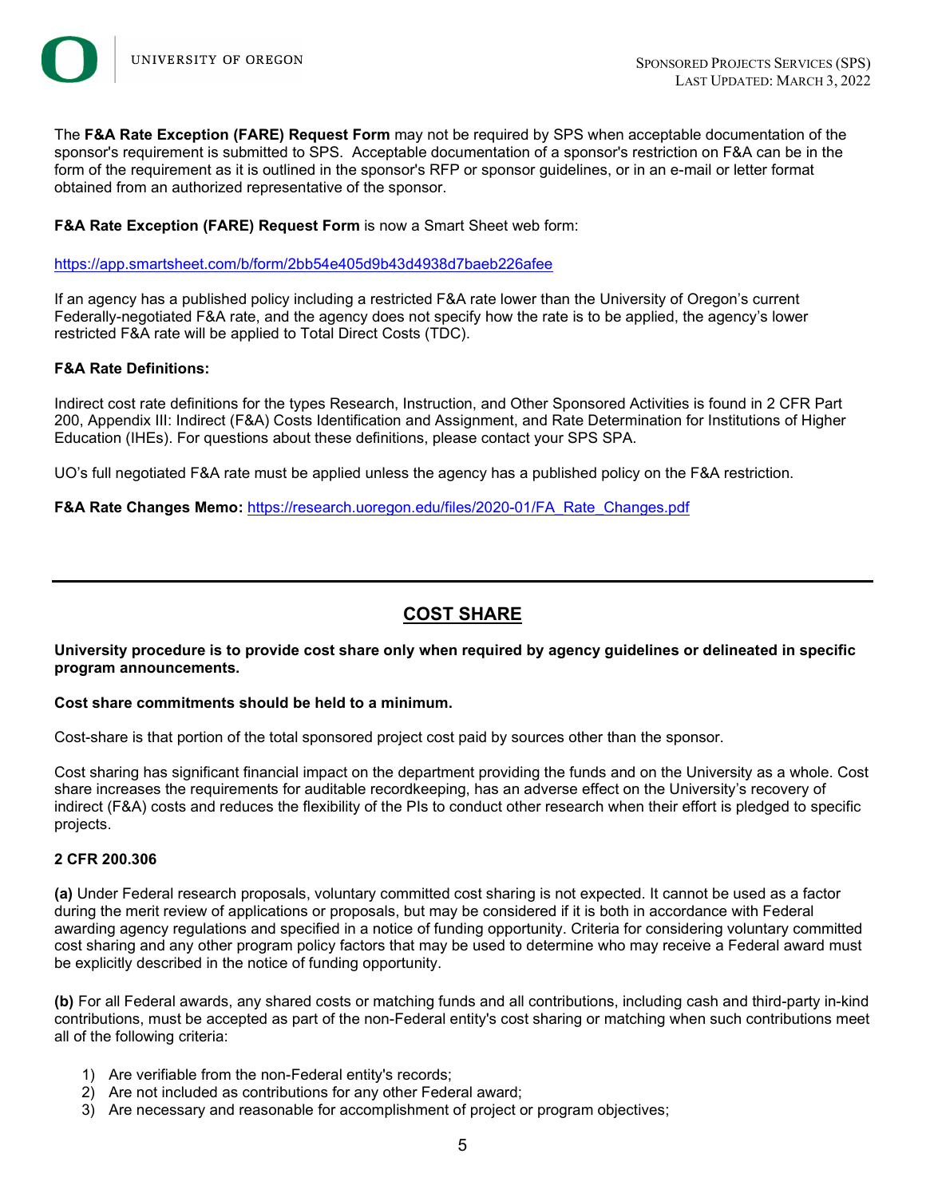The **F&A Rate Exception (FARE) Request Form** may not be required by SPS when acceptable documentation of the sponsor's requirement is submitted to SPS. Acceptable documentation of a sponsor's restriction on F&A can be in the form of the requirement as it is outlined in the sponsor's RFP or sponsor guidelines, or in an e-mail or letter format obtained from an authorized representative of the sponsor.

**F&A Rate Exception (FARE) Request Form** is now a Smart Sheet web form:

https://app.smartsheet.com/b/form/2bb54e405d9b43d4938d7baeb226afee

If an agency has a published policy including a restricted F&A rate lower than the University of Oregon's current Federally-negotiated F&A rate, and the agency does not specify how the rate is to be applied, the agency's lower restricted F&A rate will be applied to Total Direct Costs (TDC).

**F&A Rate Definitions:**

Indirect cost rate definitions for the types Research, Instruction, and Other Sponsored Activities is found in 2 CFR Part 200, Appendix III: Indirect (F&A) Costs Identification and Assignment, and Rate Determination for Institutions of Higher Education (IHEs). For questions about these definitions, please contact your SPS SPA.

UO's full negotiated F&A rate must be applied unless the agency has a published policy on the F&A restriction.

**F&A Rate Changes Memo:** https://research.uoregon.edu/files/2020-01/FA_Rate_Changes.pdf

---

## COST SHARE

**University procedure is to provide cost share only when required by agency guidelines or delineated in specific program announcements.**

**Cost share commitments should be held to a minimum.**

Cost-share is that portion of the total sponsored project cost paid by sources other than the sponsor.

Cost sharing has significant financial impact on the department providing the funds and on the University as a whole. Cost share increases the requirements for auditable recordkeeping, has an adverse effect on the University's recovery of indirect (F&A) costs and reduces the flexibility of the PIs to conduct other research when their effort is pledged to specific projects.

**2 CFR 200.306**

**(a)** Under Federal research proposals, voluntary committed cost sharing is not expected. It cannot be used as a factor during the merit review of applications or proposals, but may be considered if it is both in accordance with Federal awarding agency regulations and specified in a notice of funding opportunity. Criteria for considering voluntary committed cost sharing and any other program policy factors that may be used to determine who may receive a Federal award must be explicitly described in the notice of funding opportunity.

**(b)** For all Federal awards, any shared costs or matching funds and all contributions, including cash and third-party in-kind contributions, must be accepted as part of the non-Federal entity's cost sharing or matching when such contributions meet all of the following criteria:

1) Are verifiable from the non-Federal entity's records;
2) Are not included as contributions for any other Federal award;
3) Are necessary and reasonable for accomplishment of project or program objectives;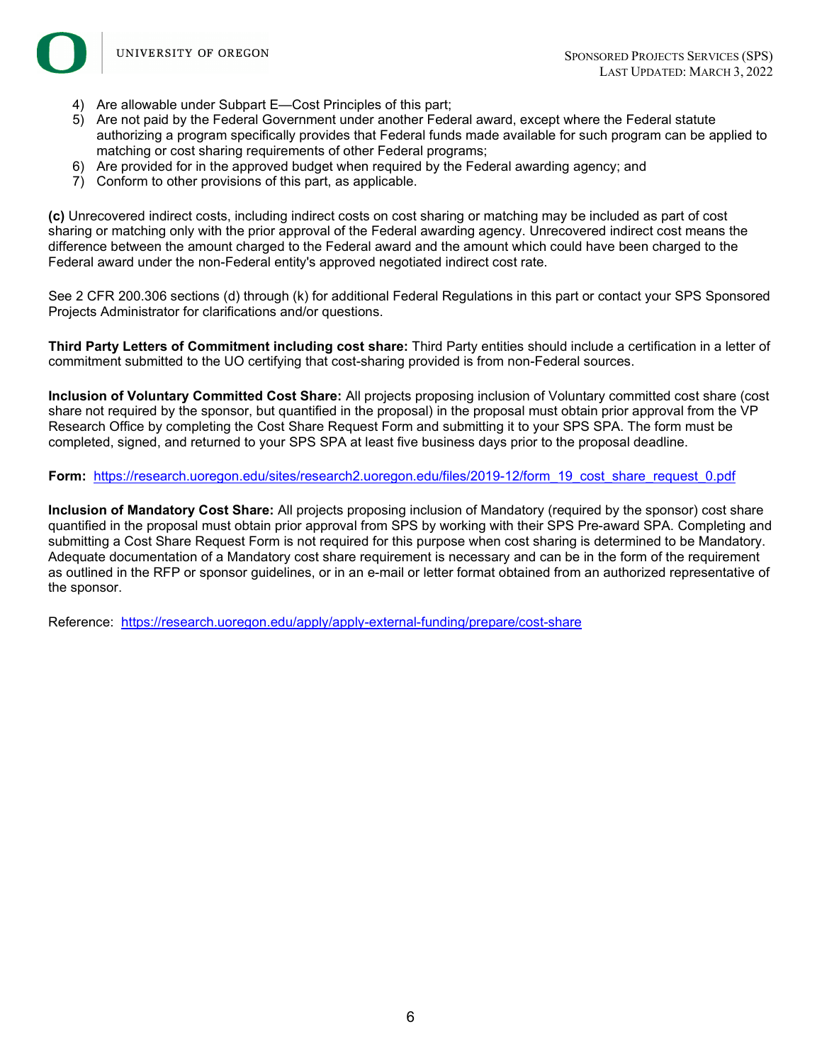4) Are allowable under Subpart E—Cost Principles of this part;
5) Are not paid by the Federal Government under another Federal award, except where the Federal statute authorizing a program specifically provides that Federal funds made available for such program can be applied to matching or cost sharing requirements of other Federal programs;
6) Are provided for in the approved budget when required by the Federal awarding agency; and
7) Conform to other provisions of this part, as applicable.

**(c)** Unrecovered indirect costs, including indirect costs on cost sharing or matching may be included as part of cost sharing or matching only with the prior approval of the Federal awarding agency. Unrecovered indirect cost means the difference between the amount charged to the Federal award and the amount which could have been charged to the Federal award under the non-Federal entity's approved negotiated indirect cost rate.

See 2 CFR 200.306 sections (d) through (k) for additional Federal Regulations in this part or contact your SPS Sponsored Projects Administrator for clarifications and/or questions.

**Third Party Letters of Commitment including cost share:** Third Party entities should include a certification in a letter of commitment submitted to the UO certifying that cost-sharing provided is from non-Federal sources.

**Inclusion of Voluntary Committed Cost Share:** All projects proposing inclusion of Voluntary committed cost share (cost share not required by the sponsor, but quantified in the proposal) in the proposal must obtain prior approval from the VP Research Office by completing the Cost Share Request Form and submitting it to your SPS SPA. The form must be completed, signed, and returned to your SPS SPA at least five business days prior to the proposal deadline.

**Form:** https://research.uoregon.edu/sites/research2.uoregon.edu/files/2019-12/form_19_cost_share_request_0.pdf

**Inclusion of Mandatory Cost Share:** All projects proposing inclusion of Mandatory (required by the sponsor) cost share quantified in the proposal must obtain prior approval from SPS by working with their SPS Pre-award SPA. Completing and submitting a Cost Share Request Form is not required for this purpose when cost sharing is determined to be Mandatory. Adequate documentation of a Mandatory cost share requirement is necessary and can be in the form of the requirement as outlined in the RFP or sponsor guidelines, or in an e-mail or letter format obtained from an authorized representative of the sponsor.

Reference: https://research.uoregon.edu/apply/apply-external-funding/prepare/cost-share